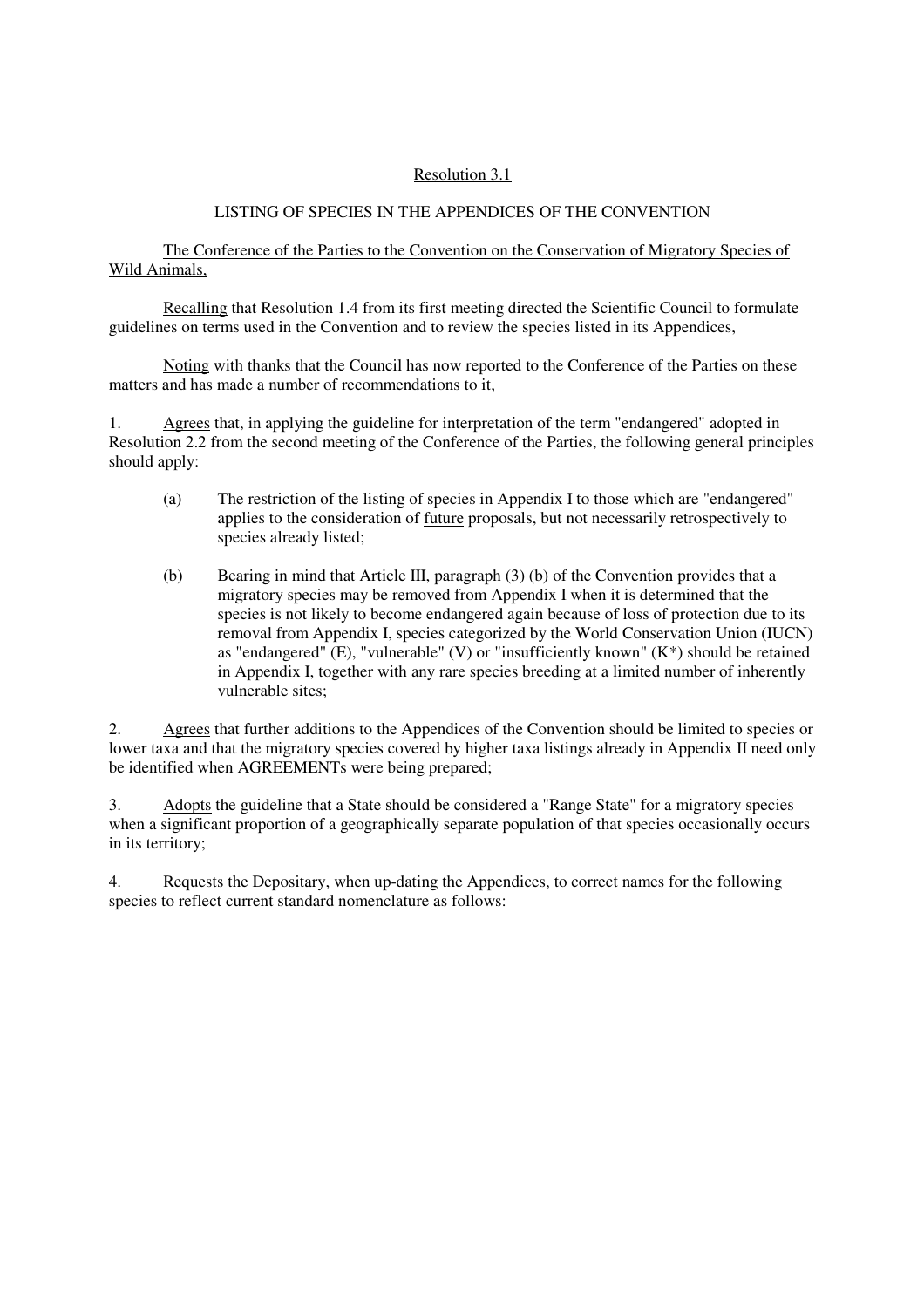Resolution 3.1

LISTING OF SPECIES IN THE APPENDICES OF THE CONVENTION

The Conference of the Parties to the Convention on the Conservation of Migratory Species of Wild Animals,

Recalling that Resolution 1.4 from its first meeting directed the Scientific Council to formulate guidelines on terms used in the Convention and to review the species listed in its Appendices,

Noting with thanks that the Council has now reported to the Conference of the Parties on these matters and has made a number of recommendations to it,

1. Agrees that, in applying the guideline for interpretation of the term "endangered" adopted in Resolution 2.2 from the second meeting of the Conference of the Parties, the following general principles should apply:

   (a) The restriction of the listing of species in Appendix I to those which are "endangered" applies to the consideration of future proposals, but not necessarily retrospectively to species already listed;

   (b) Bearing in mind that Article III, paragraph (3) (b) of the Convention provides that a migratory species may be removed from Appendix I when it is determined that the species is not likely to become endangered again because of loss of protection due to its removal from Appendix I, species categorized by the World Conservation Union (IUCN) as "endangered" (E), "vulnerable" (V) or "insufficiently known" (K*) should be retained in Appendix I, together with any rare species breeding at a limited number of inherently vulnerable sites;

2. Agrees that further additions to the Appendices of the Convention should be limited to species or lower taxa and that the migratory species covered by higher taxa listings already in Appendix II need only be identified when AGREEMENTs were being prepared;

3. Adopts the guideline that a State should be considered a "Range State" for a migratory species when a significant proportion of a geographically separate population of that species occasionally occurs in its territory;

4. Requests the Depositary, when up-dating the Appendices, to correct names for the following species to reflect current standard nomenclature as follows: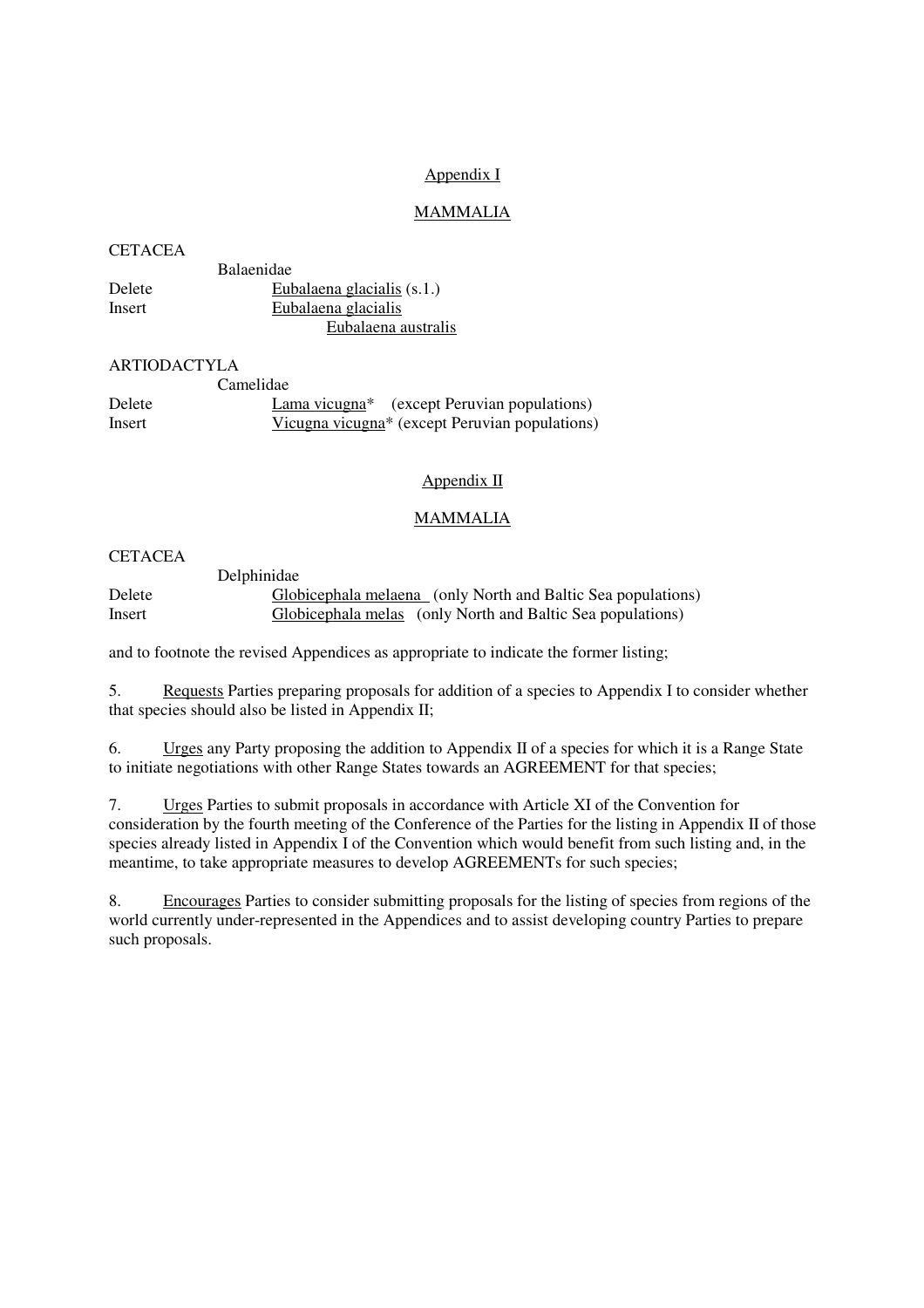Appendix I

MAMMALIA

CETACEA

| | | |
|---|---|---|
| | Balaenidae | |
| Delete | Eubalaena glacialis (s.1.) | |
| Insert | Eubalaena glacialis | |
| | | Eubalaena australis |

ARTIODACTYLA

| | |
|---|---|
| | Camelidae |
| Delete | Lama vicugna* (except Peruvian populations) |
| Insert | Vicugna vicugna* (except Peruvian populations) |

Appendix II

MAMMALIA

CETACEA

| | |
|---|---|
| | Delphinidae |
| Delete | Globicephala melaena (only North and Baltic Sea populations) |
| Insert | Globicephala melas (only North and Baltic Sea populations) |

and to footnote the revised Appendices as appropriate to indicate the former listing;

5. Requests Parties preparing proposals for addition of a species to Appendix I to consider whether that species should also be listed in Appendix II;

6. Urges any Party proposing the addition to Appendix II of a species for which it is a Range State to initiate negotiations with other Range States towards an AGREEMENT for that species;

7. Urges Parties to submit proposals in accordance with Article XI of the Convention for consideration by the fourth meeting of the Conference of the Parties for the listing in Appendix II of those species already listed in Appendix I of the Convention which would benefit from such listing and, in the meantime, to take appropriate measures to develop AGREEMENTs for such species;

8. Encourages Parties to consider submitting proposals for the listing of species from regions of the world currently under-represented in the Appendices and to assist developing country Parties to prepare such proposals.